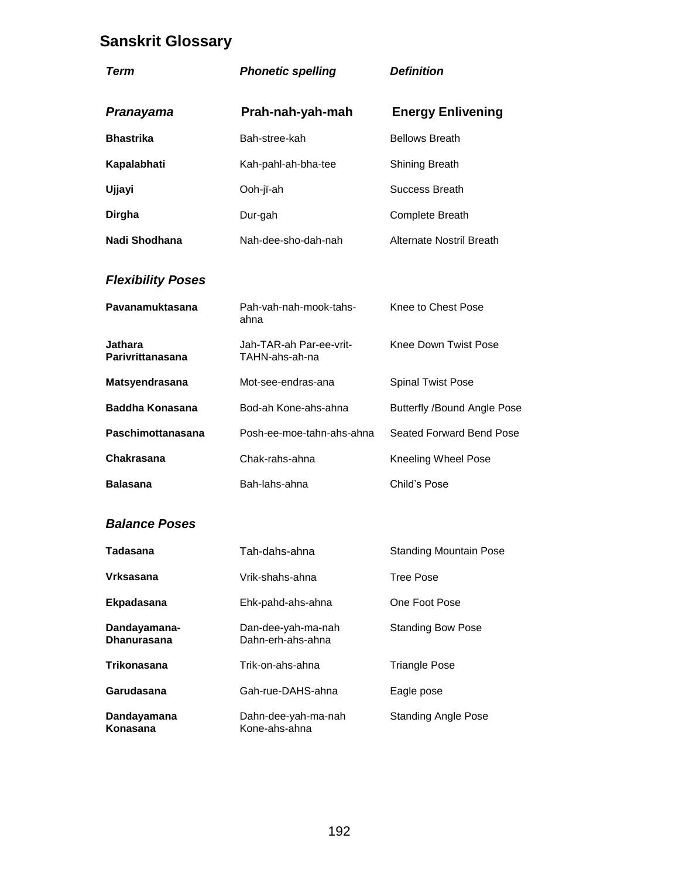## Sanskrit Glossary

| *Term* | *Phonetic spelling* | *Definition* |
|---|---|---|
| ***Pranayama*** | **Prah-nah-yah-mah** | **Energy Enlivening** |
| **Bhastrika** | Bah-stree-kah | Bellows Breath |
| **Kapalabhati** | Kah-pahl-ah-bha-tee | Shining Breath |
| **Ujjayi** | Ooh-jī-ah | Success Breath |
| **Dirgha** | Dur-gah | Complete Breath |
| **Nadi Shodhana** | Nah-dee-sho-dah-nah | Alternate Nostril Breath |
| ***Flexibility Poses*** | | |
| **Pavanamuktasana** | Pah-vah-nah-mook-tahs-ahna | Knee to Chest Pose |
| **Jathara Parivrittanasana** | Jah-TAR-ah Par-ee-vrit-TAHN-ahs-ah-na | Knee Down Twist Pose |
| **Matsyendrasana** | Mot-see-endras-ana | Spinal Twist Pose |
| **Baddha Konasana** | Bod-ah Kone-ahs-ahna | Butterfly /Bound Angle Pose |
| **Paschimottanasana** | Posh-ee-moe-tahn-ahs-ahna | Seated Forward Bend Pose |
| **Chakrasana** | Chak-rahs-ahna | Kneeling Wheel Pose |
| **Balasana** | Bah-lahs-ahna | Child's Pose |
| ***Balance Poses*** | | |
| **Tadasana** | Tah-dahs-ahna | Standing Mountain Pose |
| **Vrksasana** | Vrik-shahs-ahna | Tree Pose |
| **Ekpadasana** | Ehk-pahd-ahs-ahna | One Foot Pose |
| **Dandayamana-Dhanurasana** | Dan-dee-yah-ma-nah Dahn-erh-ahs-ahna | Standing Bow Pose |
| **Trikonasana** | Trik-on-ahs-ahna | Triangle Pose |
| **Garudasana** | Gah-rue-DAHS-ahna | Eagle pose |
| **Dandayamana Konasana** | Dahn-dee-yah-ma-nah Kone-ahs-ahna | Standing Angle Pose |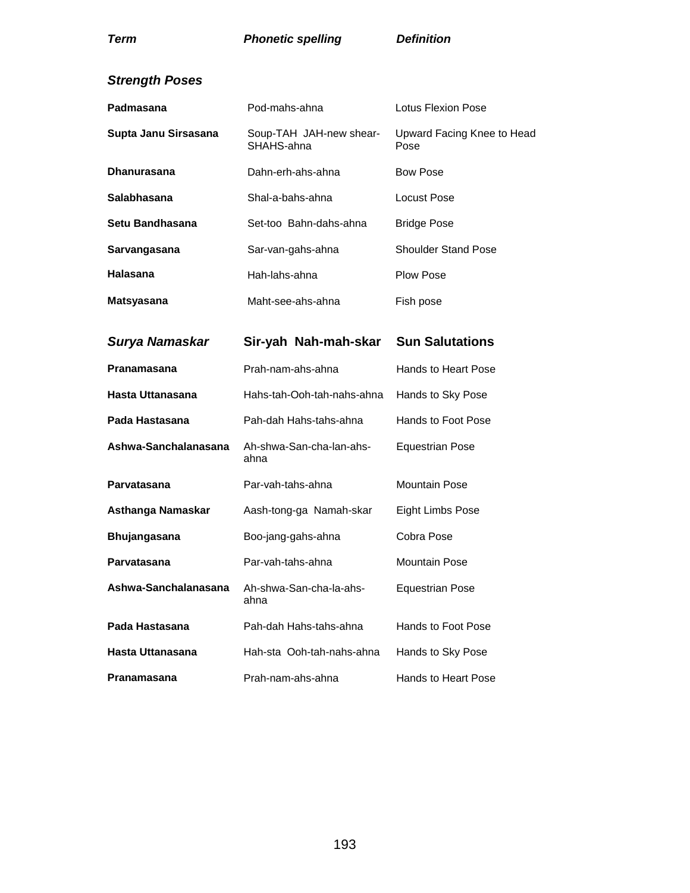| *Term* | *Phonetic spelling* | *Definition* |
|---|---|---|
| ***Strength Poses*** | | |
| **Padmasana** | Pod-mahs-ahna | Lotus Flexion Pose |
| **Supta Janu Sirsasana** | Soup-TAH JAH-new shear-SHAHS-ahna | Upward Facing Knee to Head Pose |
| **Dhanurasana** | Dahn-erh-ahs-ahna | Bow Pose |
| **Salabhasana** | Shal-a-bahs-ahna | Locust Pose |
| **Setu Bandhasana** | Set-too Bahn-dahs-ahna | Bridge Pose |
| **Sarvangasana** | Sar-van-gahs-ahna | Shoulder Stand Pose |
| **Halasana** | Hah-lahs-ahna | Plow Pose |
| **Matsyasana** | Maht-see-ahs-ahna | Fish pose |
| ***Surya Namaskar*** | **Sir-yah Nah-mah-skar** | **Sun Salutations** |
| **Pranamasana** | Prah-nam-ahs-ahna | Hands to Heart Pose |
| **Hasta Uttanasana** | Hahs-tah-Ooh-tah-nahs-ahna | Hands to Sky Pose |
| **Pada Hastasana** | Pah-dah Hahs-tahs-ahna | Hands to Foot Pose |
| **Ashwa-Sanchalanasana** | Ah-shwa-San-cha-lan-ahs-ahna | Equestrian Pose |
| **Parvatasana** | Par-vah-tahs-ahna | Mountain Pose |
| **Asthanga Namaskar** | Aash-tong-ga Namah-skar | Eight Limbs Pose |
| **Bhujangasana** | Boo-jang-gahs-ahna | Cobra Pose |
| **Parvatasana** | Par-vah-tahs-ahna | Mountain Pose |
| **Ashwa-Sanchalanasana** | Ah-shwa-San-cha-la-ahs-ahna | Equestrian Pose |
| **Pada Hastasana** | Pah-dah Hahs-tahs-ahna | Hands to Foot Pose |
| **Hasta Uttanasana** | Hah-sta Ooh-tah-nahs-ahna | Hands to Sky Pose |
| **Pranamasana** | Prah-nam-ahs-ahna | Hands to Heart Pose |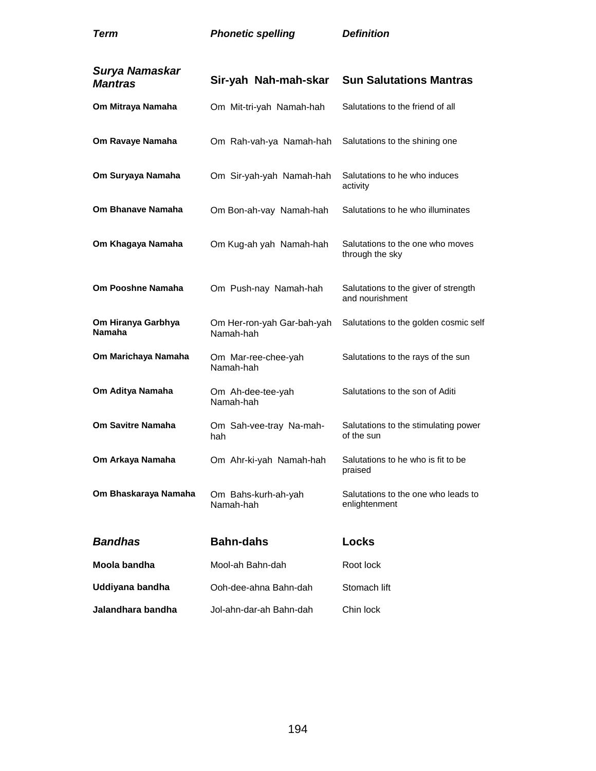| *Term* | *Phonetic spelling* | *Definition* |
|---|---|---|
| ***Surya Namaskar Mantras*** | **Sir-yah Nah-mah-skar** | **Sun Salutations Mantras** |
| **Om Mitraya Namaha** | Om Mit-tri-yah Namah-hah | Salutations to the friend of all |
| **Om Ravaye Namaha** | Om Rah-vah-ya Namah-hah | Salutations to the shining one |
| **Om Suryaya Namaha** | Om Sir-yah-yah Namah-hah | Salutations to he who induces activity |
| **Om Bhanave Namaha** | Om Bon-ah-vay Namah-hah | Salutations to he who illuminates |
| **Om Khagaya Namaha** | Om Kug-ah yah Namah-hah | Salutations to the one who moves through the sky |
| **Om Pooshne Namaha** | Om Push-nay Namah-hah | Salutations to the giver of strength and nourishment |
| **Om Hiranya Garbhya Namaha** | Om Her-ron-yah Gar-bah-yah Namah-hah | Salutations to the golden cosmic self |
| **Om Marichaya Namaha** | Om Mar-ree-chee-yah Namah-hah | Salutations to the rays of the sun |
| **Om Aditya Namaha** | Om Ah-dee-tee-yah Namah-hah | Salutations to the son of Aditi |
| **Om Savitre Namaha** | Om Sah-vee-tray Na-mah-hah | Salutations to the stimulating power of the sun |
| **Om Arkaya Namaha** | Om Ahr-ki-yah Namah-hah | Salutations to he who is fit to be praised |
| **Om Bhaskaraya Namaha** | Om Bahs-kurh-ah-yah Namah-hah | Salutations to the one who leads to enlightenment |
| ***Bandhas*** | **Bahn-dahs** | **Locks** |
| **Moola bandha** | Mool-ah Bahn-dah | Root lock |
| **Uddiyana bandha** | Ooh-dee-ahna Bahn-dah | Stomach lift |
| **Jalandhara bandha** | Jol-ahn-dar-ah Bahn-dah | Chin lock |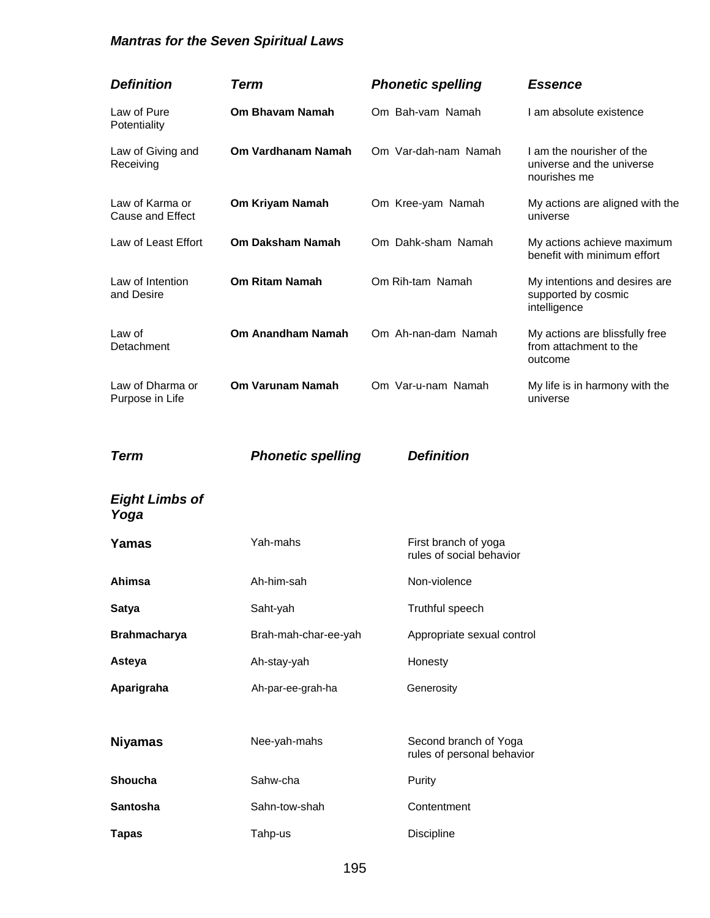### *Mantras for the Seven Spiritual Laws*

| ***Definition*** | ***Term*** | ***Phonetic spelling*** | ***Essence*** |
|---|---|---|---|
| Law of Pure Potentiality | **Om Bhavam Namah** | Om Bah-vam Namah | I am absolute existence |
| Law of Giving and Receiving | **Om Vardhanam Namah** | Om Var-dah-nam Namah | I am the nourisher of the universe and the universe nourishes me |
| Law of Karma or Cause and Effect | **Om Kriyam Namah** | Om Kree-yam Namah | My actions are aligned with the universe |
| Law of Least Effort | **Om Daksham Namah** | Om Dahk-sham Namah | My actions achieve maximum benefit with minimum effort |
| Law of Intention and Desire | **Om Ritam Namah** | Om Rih-tam Namah | My intentions and desires are supported by cosmic intelligence |
| Law of Detachment | **Om Anandham Namah** | Om Ah-nan-dam Namah | My actions are blissfully free from attachment to the outcome |
| Law of Dharma or Purpose in Life | **Om Varunam Namah** | Om Var-u-nam Namah | My life is in harmony with the universe |

| ***Term*** | ***Phonetic spelling*** | ***Definition*** |
|---|---|---|
| ***Eight Limbs of Yoga*** | | |
| **Yamas** | Yah-mahs | First branch of yoga rules of social behavior |
| **Ahimsa** | Ah-him-sah | Non-violence |
| **Satya** | Saht-yah | Truthful speech |
| **Brahmacharya** | Brah-mah-char-ee-yah | Appropriate sexual control |
| **Asteya** | Ah-stay-yah | Honesty |
| **Aparigraha** | Ah-par-ee-grah-ha | Generosity |
| **Niyamas** | Nee-yah-mahs | Second branch of Yoga rules of personal behavior |
| **Shoucha** | Sahw-cha | Purity |
| **Santosha** | Sahn-tow-shah | Contentment |
| **Tapas** | Tahp-us | Discipline |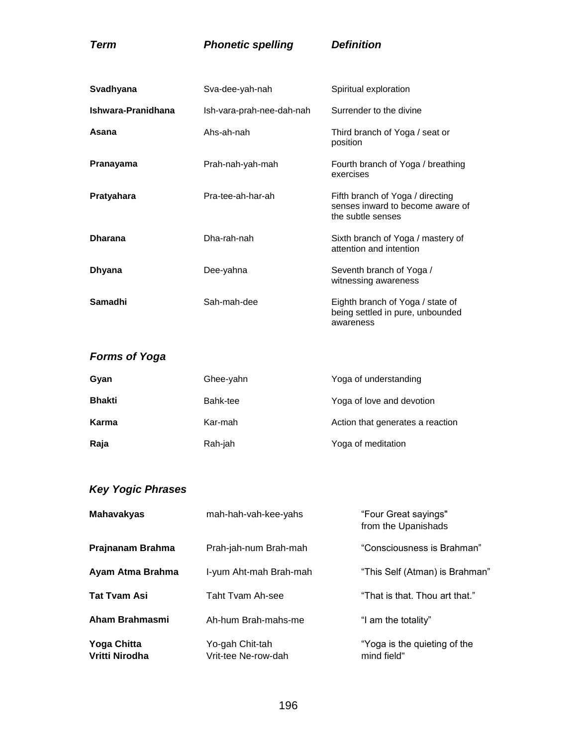| ***Term*** | ***Phonetic spelling*** | ***Definition*** |
|---|---|---|
| **Svadhyana** | Sva-dee-yah-nah | Spiritual exploration |
| **Ishwara-Pranidhana** | Ish-vara-prah-nee-dah-nah | Surrender to the divine |
| **Asana** | Ahs-ah-nah | Third branch of Yoga / seat or position |
| **Pranayama** | Prah-nah-yah-mah | Fourth branch of Yoga / breathing exercises |
| **Pratyahara** | Pra-tee-ah-har-ah | Fifth branch of Yoga / directing senses inward to become aware of the subtle senses |
| **Dharana** | Dha-rah-nah | Sixth branch of Yoga / mastery of attention and intention |
| **Dhyana** | Dee-yahna | Seventh branch of Yoga / witnessing awareness |
| **Samadhi** | Sah-mah-dee | Eighth branch of Yoga / state of being settled in pure, unbounded awareness |

## *Forms of Yoga*

| | | |
|---|---|---|
| **Gyan** | Ghee-yahn | Yoga of understanding |
| **Bhakti** | Bahk-tee | Yoga of love and devotion |
| **Karma** | Kar-mah | Action that generates a reaction |
| **Raja** | Rah-jah | Yoga of meditation |

## *Key Yogic Phrases*

| | | |
|---|---|---|
| **Mahavakyas** | mah-hah-vah-kee-yahs | "Four Great sayings" from the Upanishads |
| **Prajnanam Brahma** | Prah-jah-num Brah-mah | "Consciousness is Brahman" |
| **Ayam Atma Brahma** | I-yum Aht-mah Brah-mah | "This Self (Atman) is Brahman" |
| **Tat Tvam Asi** | Taht Tvam Ah-see | "That is that. Thou art that." |
| **Aham Brahmasmi** | Ah-hum Brah-mahs-me | "I am the totality" |
| **Yoga Chitta Vritti Nirodha** | Yo-gah Chit-tah Vrit-tee Ne-row-dah | "Yoga is the quieting of the mind field" |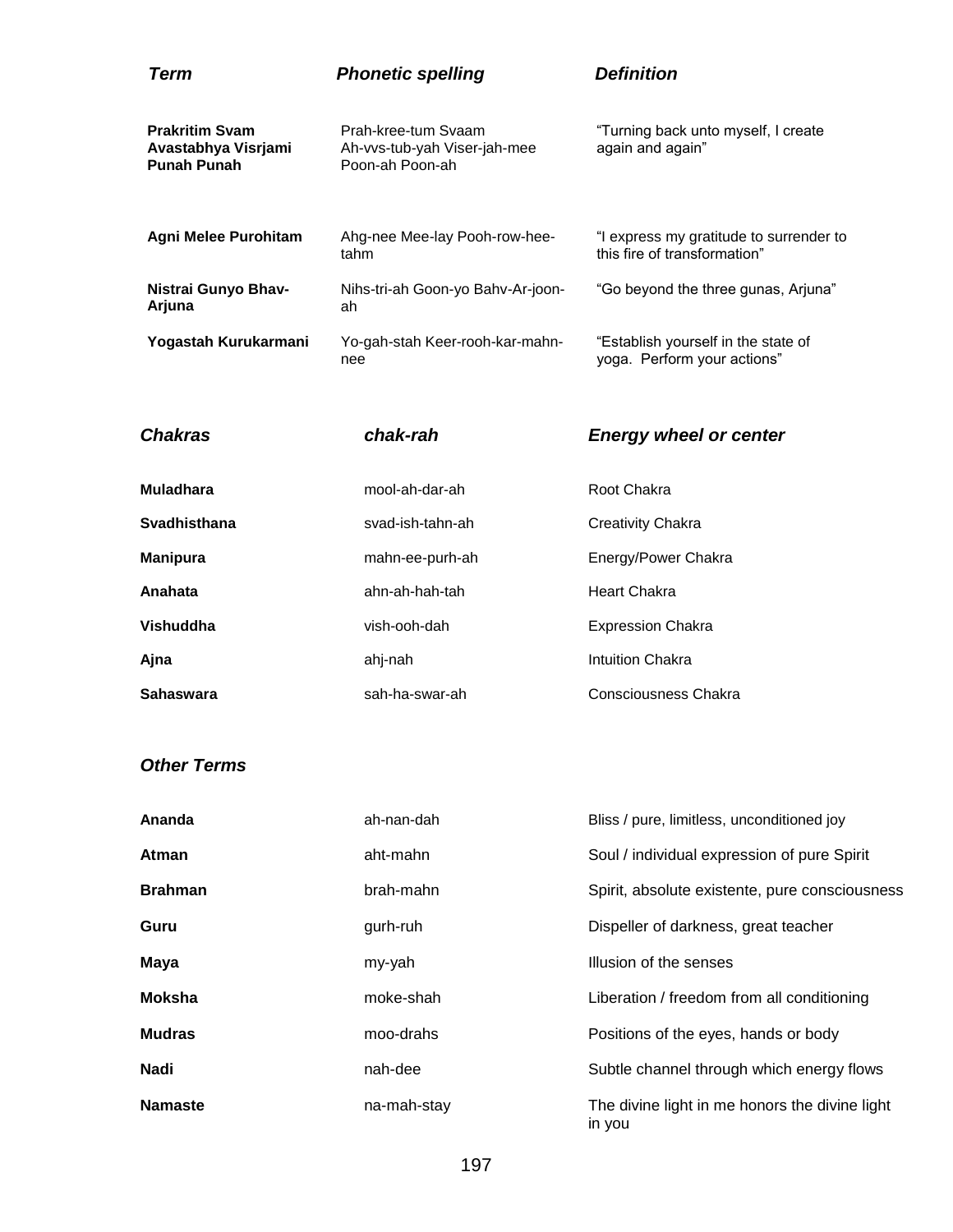| *Term* | *Phonetic spelling* | *Definition* |
|---|---|---|
| **Prakritim Svam Avastabhya Visrjami Punah Punah** | Prah-kree-tum Svaam Ah-vvs-tub-yah Viser-jah-mee Poon-ah Poon-ah | "Turning back unto myself, I create again and again" |
| **Agni Melee Purohitam** | Ahg-nee Mee-lay Pooh-row-hee-tahm | "I express my gratitude to surrender to this fire of transformation" |
| **Nistrai Gunyo Bhav-Arjuna** | Nihs-tri-ah Goon-yo Bahv-Ar-joon-ah | "Go beyond the three gunas, Arjuna" |
| **Yogastah Kurukarmani** | Yo-gah-stah Keer-rooh-kar-mahn-nee | "Establish yourself in the state of yoga. Perform your actions" |

| ***Chakras*** | ***chak-rah*** | ***Energy wheel or center*** |
|---|---|---|
| **Muladhara** | mool-ah-dar-ah | Root Chakra |
| **Svadhisthana** | svad-ish-tahn-ah | Creativity Chakra |
| **Manipura** | mahn-ee-purh-ah | Energy/Power Chakra |
| **Anahata** | ahn-ah-hah-tah | Heart Chakra |
| **Vishuddha** | vish-ooh-dah | Expression Chakra |
| **Ajna** | ahj-nah | Intuition Chakra |
| **Sahaswara** | sah-ha-swar-ah | Consciousness Chakra |

### *Other Terms*

| | | |
|---|---|---|
| **Ananda** | ah-nan-dah | Bliss / pure, limitless, unconditioned joy |
| **Atman** | aht-mahn | Soul / individual expression of pure Spirit |
| **Brahman** | brah-mahn | Spirit, absolute existente, pure consciousness |
| **Guru** | gurh-ruh | Dispeller of darkness, great teacher |
| **Maya** | my-yah | Illusion of the senses |
| **Moksha** | moke-shah | Liberation / freedom from all conditioning |
| **Mudras** | moo-drahs | Positions of the eyes, hands or body |
| **Nadi** | nah-dee | Subtle channel through which energy flows |
| **Namaste** | na-mah-stay | The divine light in me honors the divine light in you |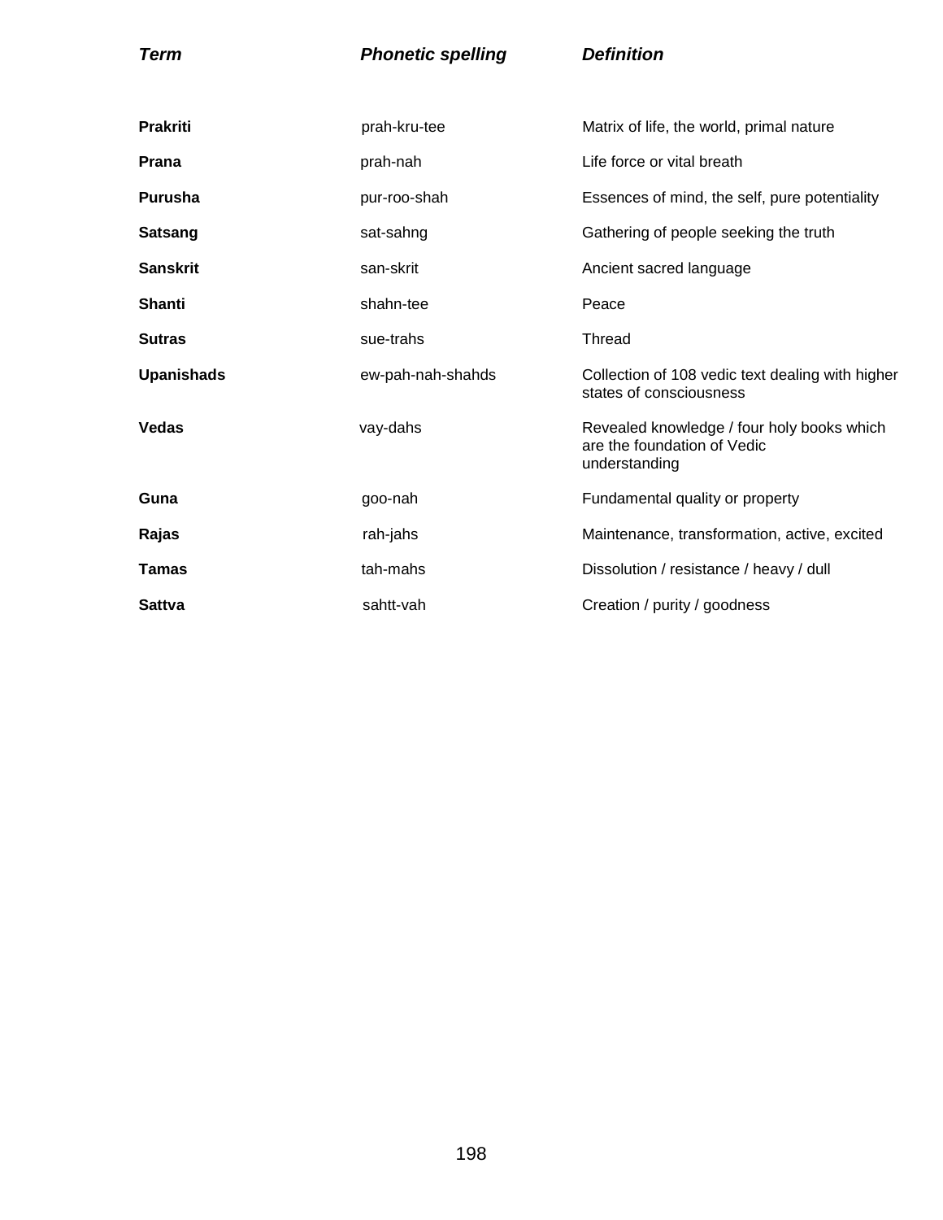| *Term* | *Phonetic spelling* | *Definition* |
|---|---|---|
| **Prakriti** | prah-kru-tee | Matrix of life, the world, primal nature |
| **Prana** | prah-nah | Life force or vital breath |
| **Purusha** | pur-roo-shah | Essences of mind, the self, pure potentiality |
| **Satsang** | sat-sahng | Gathering of people seeking the truth |
| **Sanskrit** | san-skrit | Ancient sacred language |
| **Shanti** | shahn-tee | Peace |
| **Sutras** | sue-trahs | Thread |
| **Upanishads** | ew-pah-nah-shahds | Collection of 108 vedic text dealing with higher states of consciousness |
| **Vedas** | vay-dahs | Revealed knowledge / four holy books which are the foundation of Vedic understanding |
| **Guna** | goo-nah | Fundamental quality or property |
| **Rajas** | rah-jahs | Maintenance, transformation, active, excited |
| **Tamas** | tah-mahs | Dissolution / resistance / heavy / dull |
| **Sattva** | sahtt-vah | Creation / purity / goodness |